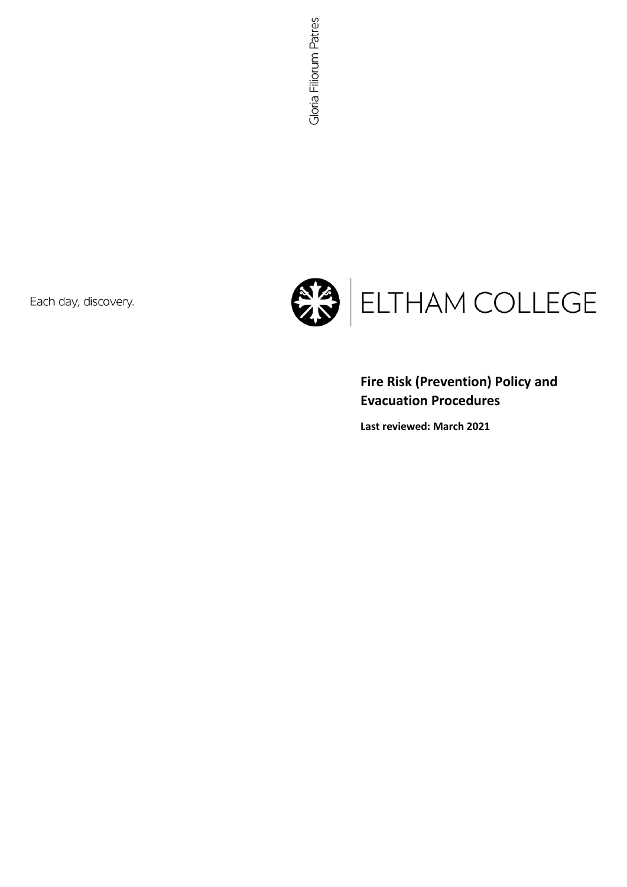Gloria Filiorum Patres

Each day, discovery.

ELTHAM COLLEGE

# Fire Risk (Prevention) Policy and Evacuation Procedures

**Last reviewed: March 2021**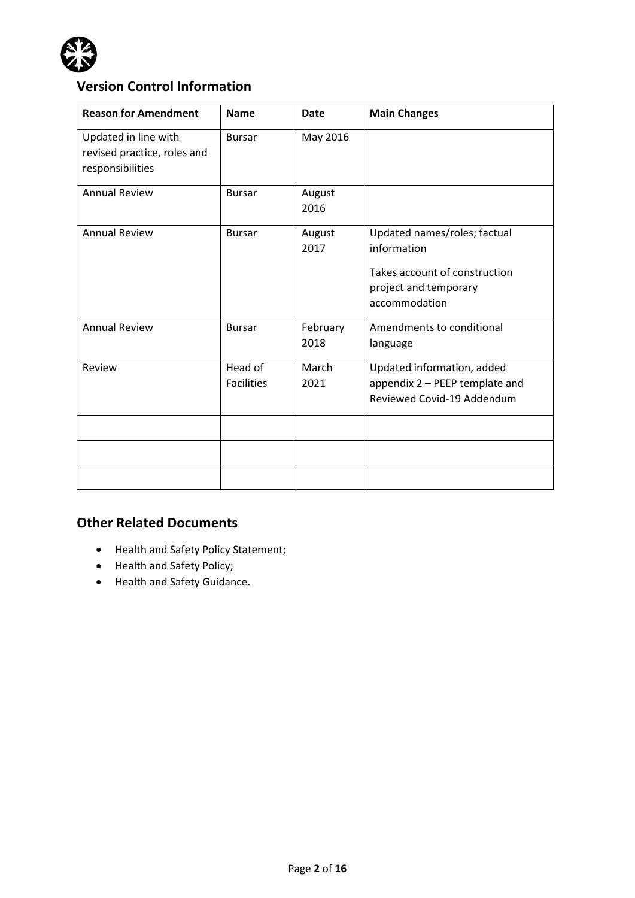## Version Control Information

| Reason for Amendment | Name | Date | Main Changes |
|---|---|---|---|
| Updated in line with revised practice, roles and responsibilities | Bursar | May 2016 | |
| Annual Review | Bursar | August 2016 | |
| Annual Review | Bursar | August 2017 | Updated names/roles; factual information<br><br>Takes account of construction project and temporary accommodation |
| Annual Review | Bursar | February 2018 | Amendments to conditional language |
| Review | Head of Facilities | March 2021 | Updated information, added appendix 2 – PEEP template and Reviewed Covid-19 Addendum |
| | | | |
| | | | |
| | | | |

## Other Related Documents

- Health and Safety Policy Statement;
- Health and Safety Policy;
- Health and Safety Guidance.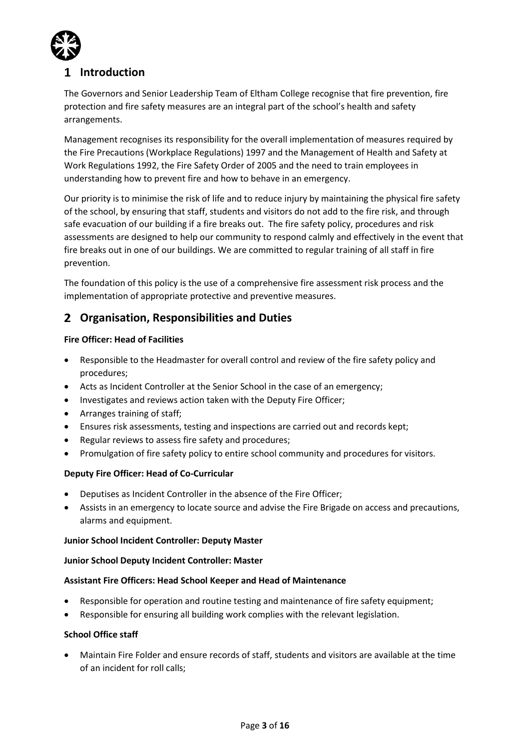# 1 Introduction

The Governors and Senior Leadership Team of Eltham College recognise that fire prevention, fire protection and fire safety measures are an integral part of the school's health and safety arrangements.

Management recognises its responsibility for the overall implementation of measures required by the Fire Precautions (Workplace Regulations) 1997 and the Management of Health and Safety at Work Regulations 1992, the Fire Safety Order of 2005 and the need to train employees in understanding how to prevent fire and how to behave in an emergency.

Our priority is to minimise the risk of life and to reduce injury by maintaining the physical fire safety of the school, by ensuring that staff, students and visitors do not add to the fire risk, and through safe evacuation of our building if a fire breaks out. The fire safety policy, procedures and risk assessments are designed to help our community to respond calmly and effectively in the event that fire breaks out in one of our buildings. We are committed to regular training of all staff in fire prevention.

The foundation of this policy is the use of a comprehensive fire assessment risk process and the implementation of appropriate protective and preventive measures.

# 2 Organisation, Responsibilities and Duties

**Fire Officer: Head of Facilities**

- Responsible to the Headmaster for overall control and review of the fire safety policy and procedures;
- Acts as Incident Controller at the Senior School in the case of an emergency;
- Investigates and reviews action taken with the Deputy Fire Officer;
- Arranges training of staff;
- Ensures risk assessments, testing and inspections are carried out and records kept;
- Regular reviews to assess fire safety and procedures;
- Promulgation of fire safety policy to entire school community and procedures for visitors.

**Deputy Fire Officer: Head of Co-Curricular**

- Deputises as Incident Controller in the absence of the Fire Officer;
- Assists in an emergency to locate source and advise the Fire Brigade on access and precautions, alarms and equipment.

**Junior School Incident Controller: Deputy Master**

**Junior School Deputy Incident Controller: Master**

**Assistant Fire Officers: Head School Keeper and Head of Maintenance**

- Responsible for operation and routine testing and maintenance of fire safety equipment;
- Responsible for ensuring all building work complies with the relevant legislation.

**School Office staff**

- Maintain Fire Folder and ensure records of staff, students and visitors are available at the time of an incident for roll calls;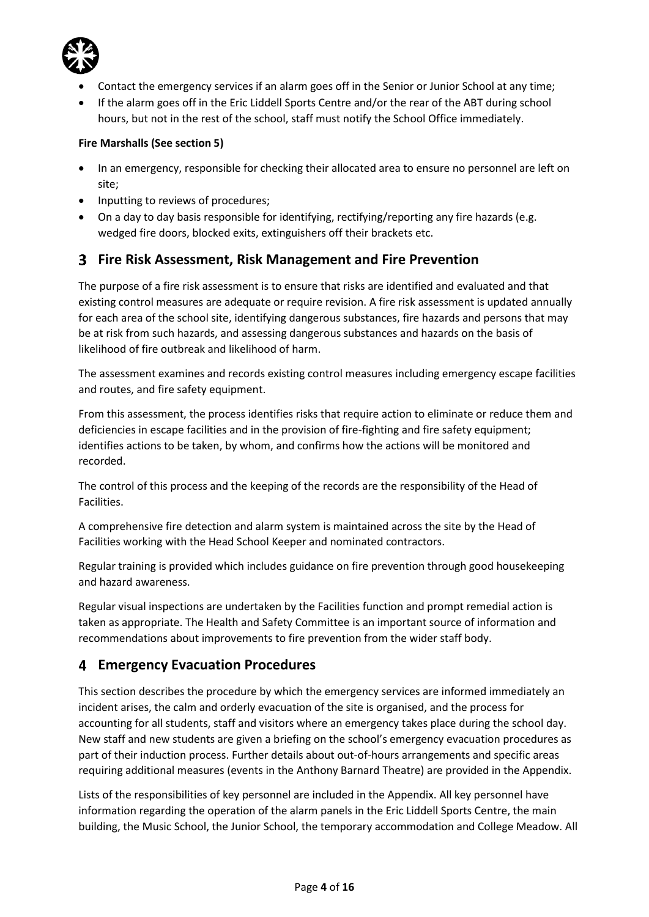- Contact the emergency services if an alarm goes off in the Senior or Junior School at any time;
- If the alarm goes off in the Eric Liddell Sports Centre and/or the rear of the ABT during school hours, but not in the rest of the school, staff must notify the School Office immediately.

**Fire Marshalls (See section 5)**

- In an emergency, responsible for checking their allocated area to ensure no personnel are left on site;
- Inputting to reviews of procedures;
- On a day to day basis responsible for identifying, rectifying/reporting any fire hazards (e.g. wedged fire doors, blocked exits, extinguishers off their brackets etc.

## 3 Fire Risk Assessment, Risk Management and Fire Prevention

The purpose of a fire risk assessment is to ensure that risks are identified and evaluated and that existing control measures are adequate or require revision. A fire risk assessment is updated annually for each area of the school site, identifying dangerous substances, fire hazards and persons that may be at risk from such hazards, and assessing dangerous substances and hazards on the basis of likelihood of fire outbreak and likelihood of harm.

The assessment examines and records existing control measures including emergency escape facilities and routes, and fire safety equipment.

From this assessment, the process identifies risks that require action to eliminate or reduce them and deficiencies in escape facilities and in the provision of fire-fighting and fire safety equipment; identifies actions to be taken, by whom, and confirms how the actions will be monitored and recorded.

The control of this process and the keeping of the records are the responsibility of the Head of Facilities.

A comprehensive fire detection and alarm system is maintained across the site by the Head of Facilities working with the Head School Keeper and nominated contractors.

Regular training is provided which includes guidance on fire prevention through good housekeeping and hazard awareness.

Regular visual inspections are undertaken by the Facilities function and prompt remedial action is taken as appropriate. The Health and Safety Committee is an important source of information and recommendations about improvements to fire prevention from the wider staff body.

## 4 Emergency Evacuation Procedures

This section describes the procedure by which the emergency services are informed immediately an incident arises, the calm and orderly evacuation of the site is organised, and the process for accounting for all students, staff and visitors where an emergency takes place during the school day. New staff and new students are given a briefing on the school's emergency evacuation procedures as part of their induction process. Further details about out-of-hours arrangements and specific areas requiring additional measures (events in the Anthony Barnard Theatre) are provided in the Appendix.

Lists of the responsibilities of key personnel are included in the Appendix. All key personnel have information regarding the operation of the alarm panels in the Eric Liddell Sports Centre, the main building, the Music School, the Junior School, the temporary accommodation and College Meadow. All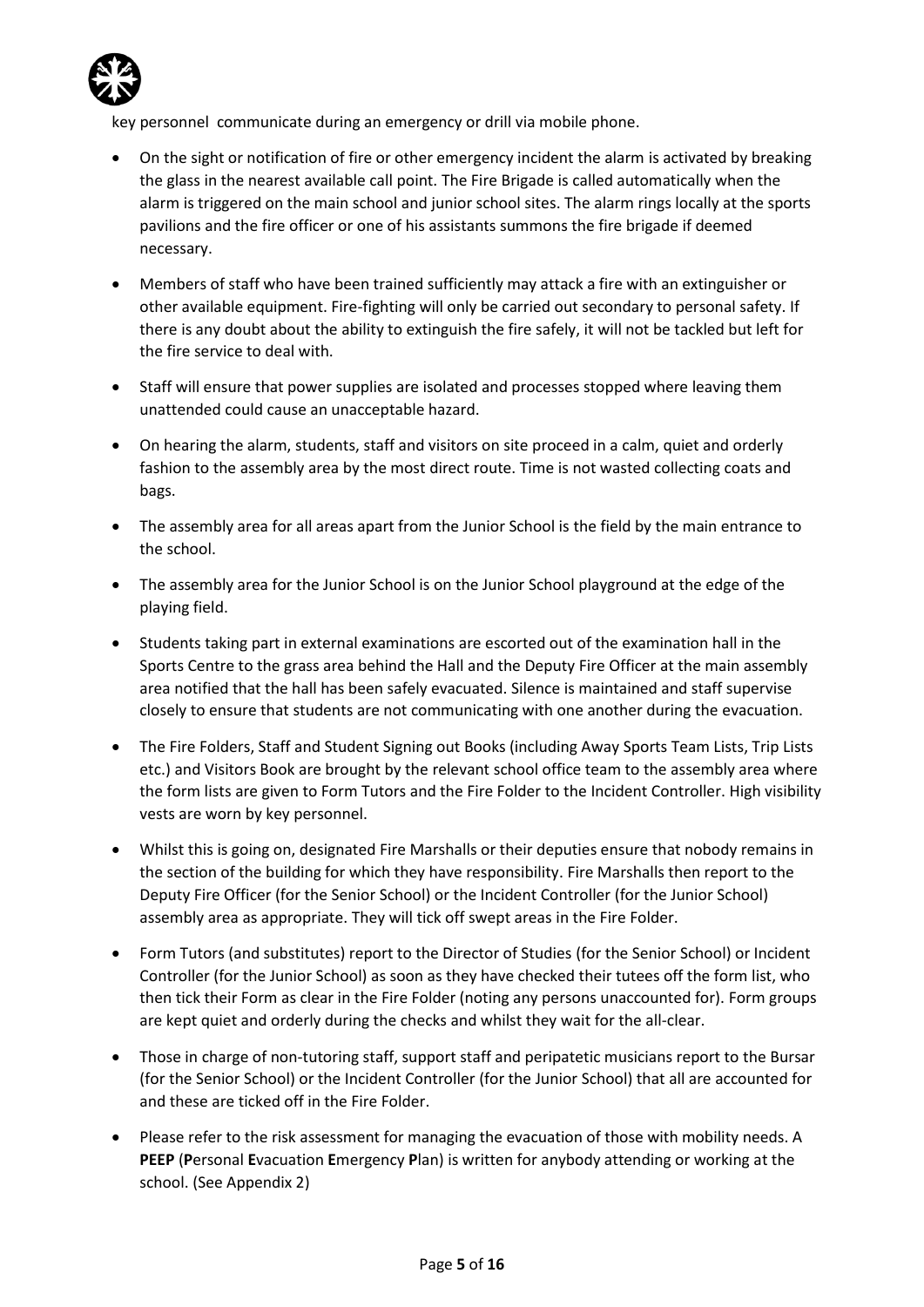key personnel  communicate during an emergency or drill via mobile phone.

- On the sight or notification of fire or other emergency incident the alarm is activated by breaking the glass in the nearest available call point. The Fire Brigade is called automatically when the alarm is triggered on the main school and junior school sites. The alarm rings locally at the sports pavilions and the fire officer or one of his assistants summons the fire brigade if deemed necessary.
- Members of staff who have been trained sufficiently may attack a fire with an extinguisher or other available equipment. Fire-fighting will only be carried out secondary to personal safety. If there is any doubt about the ability to extinguish the fire safely, it will not be tackled but left for the fire service to deal with.
- Staff will ensure that power supplies are isolated and processes stopped where leaving them unattended could cause an unacceptable hazard.
- On hearing the alarm, students, staff and visitors on site proceed in a calm, quiet and orderly fashion to the assembly area by the most direct route. Time is not wasted collecting coats and bags.
- The assembly area for all areas apart from the Junior School is the field by the main entrance to the school.
- The assembly area for the Junior School is on the Junior School playground at the edge of the playing field.
- Students taking part in external examinations are escorted out of the examination hall in the Sports Centre to the grass area behind the Hall and the Deputy Fire Officer at the main assembly area notified that the hall has been safely evacuated. Silence is maintained and staff supervise closely to ensure that students are not communicating with one another during the evacuation.
- The Fire Folders, Staff and Student Signing out Books (including Away Sports Team Lists, Trip Lists etc.) and Visitors Book are brought by the relevant school office team to the assembly area where the form lists are given to Form Tutors and the Fire Folder to the Incident Controller. High visibility vests are worn by key personnel.
- Whilst this is going on, designated Fire Marshalls or their deputies ensure that nobody remains in the section of the building for which they have responsibility. Fire Marshalls then report to the Deputy Fire Officer (for the Senior School) or the Incident Controller (for the Junior School) assembly area as appropriate. They will tick off swept areas in the Fire Folder.
- Form Tutors (and substitutes) report to the Director of Studies (for the Senior School) or Incident Controller (for the Junior School) as soon as they have checked their tutees off the form list, who then tick their Form as clear in the Fire Folder (noting any persons unaccounted for). Form groups are kept quiet and orderly during the checks and whilst they wait for the all-clear.
- Those in charge of non-tutoring staff, support staff and peripatetic musicians report to the Bursar (for the Senior School) or the Incident Controller (for the Junior School) that all are accounted for and these are ticked off in the Fire Folder.
- Please refer to the risk assessment for managing the evacuation of those with mobility needs. A **PEEP** (**P**ersonal **E**vacuation **E**mergency **P**lan) is written for anybody attending or working at the school. (See Appendix 2)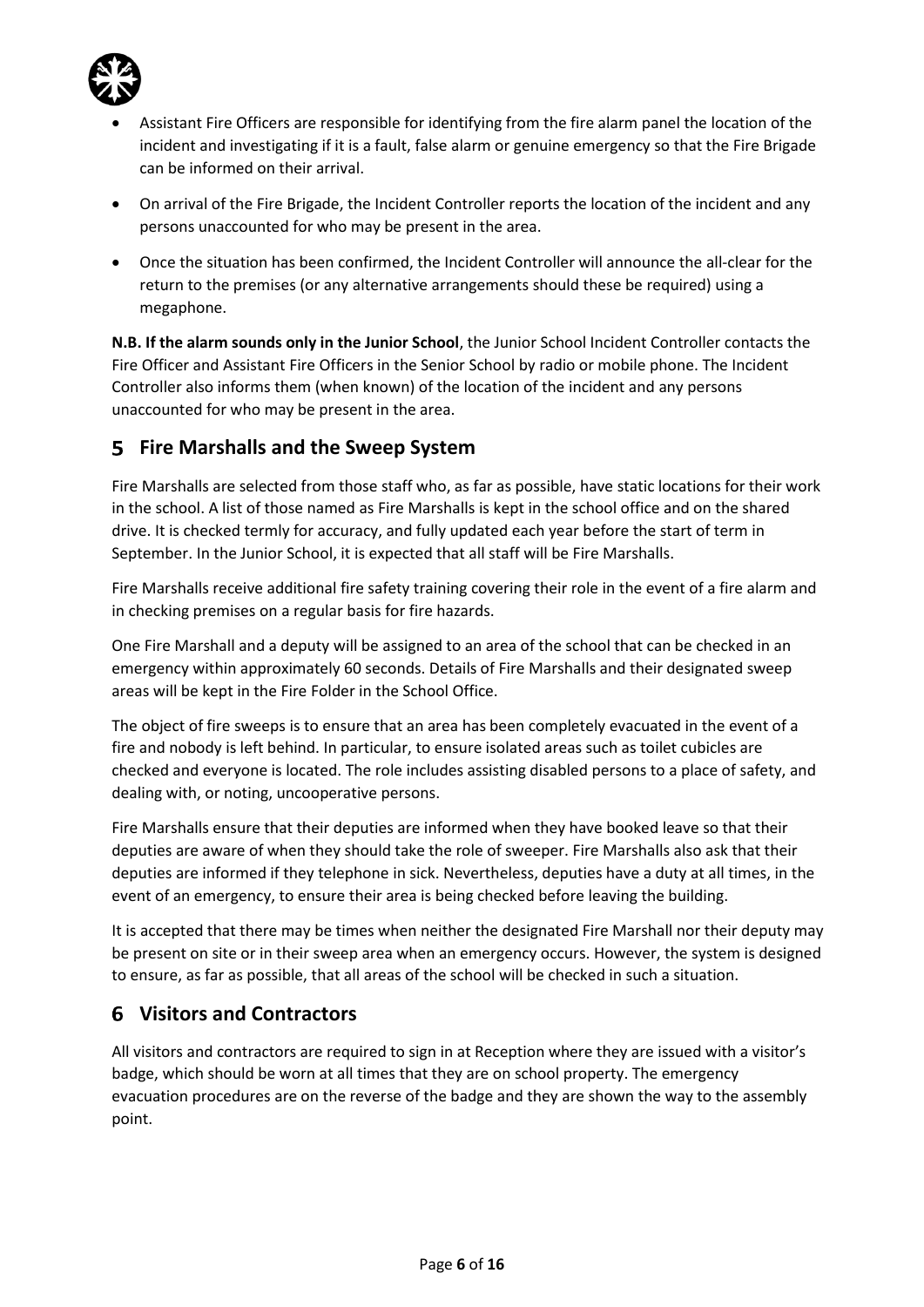- Assistant Fire Officers are responsible for identifying from the fire alarm panel the location of the incident and investigating if it is a fault, false alarm or genuine emergency so that the Fire Brigade can be informed on their arrival.
- On arrival of the Fire Brigade, the Incident Controller reports the location of the incident and any persons unaccounted for who may be present in the area.
- Once the situation has been confirmed, the Incident Controller will announce the all-clear for the return to the premises (or any alternative arrangements should these be required) using a megaphone.

**N.B. If the alarm sounds only in the Junior School**, the Junior School Incident Controller contacts the Fire Officer and Assistant Fire Officers in the Senior School by radio or mobile phone. The Incident Controller also informs them (when known) of the location of the incident and any persons unaccounted for who may be present in the area.

## 5 Fire Marshalls and the Sweep System

Fire Marshalls are selected from those staff who, as far as possible, have static locations for their work in the school. A list of those named as Fire Marshalls is kept in the school office and on the shared drive. It is checked termly for accuracy, and fully updated each year before the start of term in September. In the Junior School, it is expected that all staff will be Fire Marshalls.

Fire Marshalls receive additional fire safety training covering their role in the event of a fire alarm and in checking premises on a regular basis for fire hazards.

One Fire Marshall and a deputy will be assigned to an area of the school that can be checked in an emergency within approximately 60 seconds. Details of Fire Marshalls and their designated sweep areas will be kept in the Fire Folder in the School Office.

The object of fire sweeps is to ensure that an area has been completely evacuated in the event of a fire and nobody is left behind. In particular, to ensure isolated areas such as toilet cubicles are checked and everyone is located. The role includes assisting disabled persons to a place of safety, and dealing with, or noting, uncooperative persons.

Fire Marshalls ensure that their deputies are informed when they have booked leave so that their deputies are aware of when they should take the role of sweeper. Fire Marshalls also ask that their deputies are informed if they telephone in sick. Nevertheless, deputies have a duty at all times, in the event of an emergency, to ensure their area is being checked before leaving the building.

It is accepted that there may be times when neither the designated Fire Marshall nor their deputy may be present on site or in their sweep area when an emergency occurs. However, the system is designed to ensure, as far as possible, that all areas of the school will be checked in such a situation.

## 6 Visitors and Contractors

All visitors and contractors are required to sign in at Reception where they are issued with a visitor's badge, which should be worn at all times that they are on school property. The emergency evacuation procedures are on the reverse of the badge and they are shown the way to the assembly point.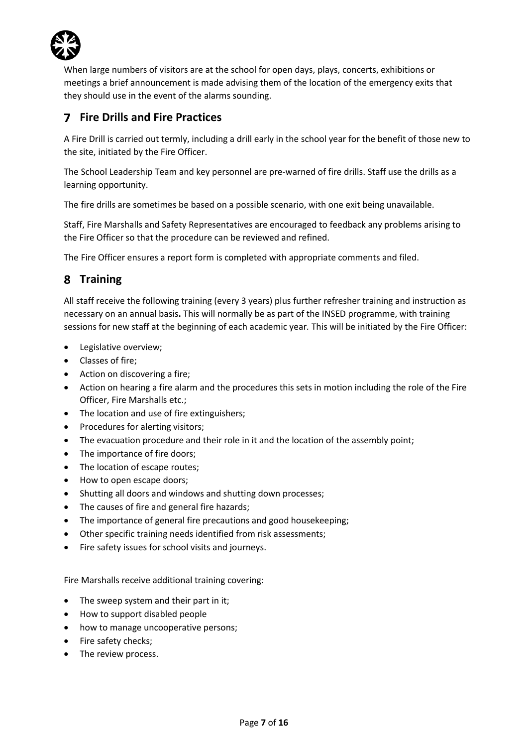When large numbers of visitors are at the school for open days, plays, concerts, exhibitions or meetings a brief announcement is made advising them of the location of the emergency exits that they should use in the event of the alarms sounding.

## 7 Fire Drills and Fire Practices

A Fire Drill is carried out termly, including a drill early in the school year for the benefit of those new to the site, initiated by the Fire Officer.

The School Leadership Team and key personnel are pre-warned of fire drills. Staff use the drills as a learning opportunity.

The fire drills are sometimes be based on a possible scenario, with one exit being unavailable.

Staff, Fire Marshalls and Safety Representatives are encouraged to feedback any problems arising to the Fire Officer so that the procedure can be reviewed and refined.

The Fire Officer ensures a report form is completed with appropriate comments and filed.

## 8 Training

All staff receive the following training (every 3 years) plus further refresher training and instruction as necessary on an annual basis**.** This will normally be as part of the INSED programme, with training sessions for new staff at the beginning of each academic year. This will be initiated by the Fire Officer:

- Legislative overview;
- Classes of fire;
- Action on discovering a fire;
- Action on hearing a fire alarm and the procedures this sets in motion including the role of the Fire Officer, Fire Marshalls etc.;
- The location and use of fire extinguishers;
- Procedures for alerting visitors;
- The evacuation procedure and their role in it and the location of the assembly point;
- The importance of fire doors;
- The location of escape routes;
- How to open escape doors;
- Shutting all doors and windows and shutting down processes;
- The causes of fire and general fire hazards;
- The importance of general fire precautions and good housekeeping;
- Other specific training needs identified from risk assessments;
- Fire safety issues for school visits and journeys.

Fire Marshalls receive additional training covering:

- The sweep system and their part in it;
- How to support disabled people
- how to manage uncooperative persons;
- Fire safety checks;
- The review process.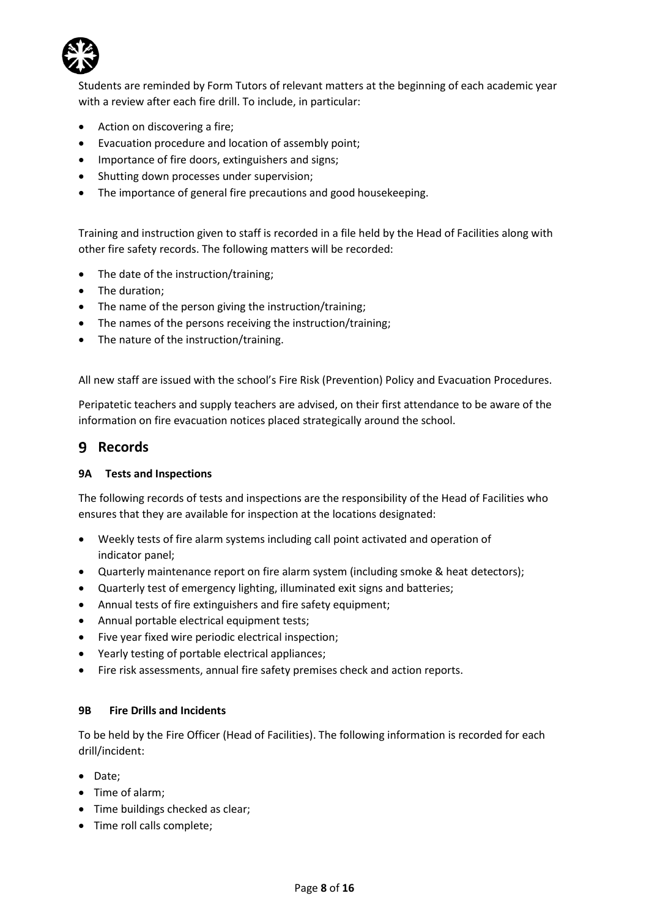Students are reminded by Form Tutors of relevant matters at the beginning of each academic year with a review after each fire drill. To include, in particular:

- Action on discovering a fire;
- Evacuation procedure and location of assembly point;
- Importance of fire doors, extinguishers and signs;
- Shutting down processes under supervision;
- The importance of general fire precautions and good housekeeping.

Training and instruction given to staff is recorded in a file held by the Head of Facilities along with other fire safety records. The following matters will be recorded:

- The date of the instruction/training;
- The duration;
- The name of the person giving the instruction/training;
- The names of the persons receiving the instruction/training;
- The nature of the instruction/training.

All new staff are issued with the school's Fire Risk (Prevention) Policy and Evacuation Procedures.

Peripatetic teachers and supply teachers are advised, on their first attendance to be aware of the information on fire evacuation notices placed strategically around the school.

## 9 Records

#### 9A Tests and Inspections

The following records of tests and inspections are the responsibility of the Head of Facilities who ensures that they are available for inspection at the locations designated:

- Weekly tests of fire alarm systems including call point activated and operation of indicator panel;
- Quarterly maintenance report on fire alarm system (including smoke & heat detectors);
- Quarterly test of emergency lighting, illuminated exit signs and batteries;
- Annual tests of fire extinguishers and fire safety equipment;
- Annual portable electrical equipment tests;
- Five year fixed wire periodic electrical inspection;
- Yearly testing of portable electrical appliances;
- Fire risk assessments, annual fire safety premises check and action reports.

#### 9B Fire Drills and Incidents

To be held by the Fire Officer (Head of Facilities). The following information is recorded for each drill/incident:

- Date;
- Time of alarm;
- Time buildings checked as clear;
- Time roll calls complete;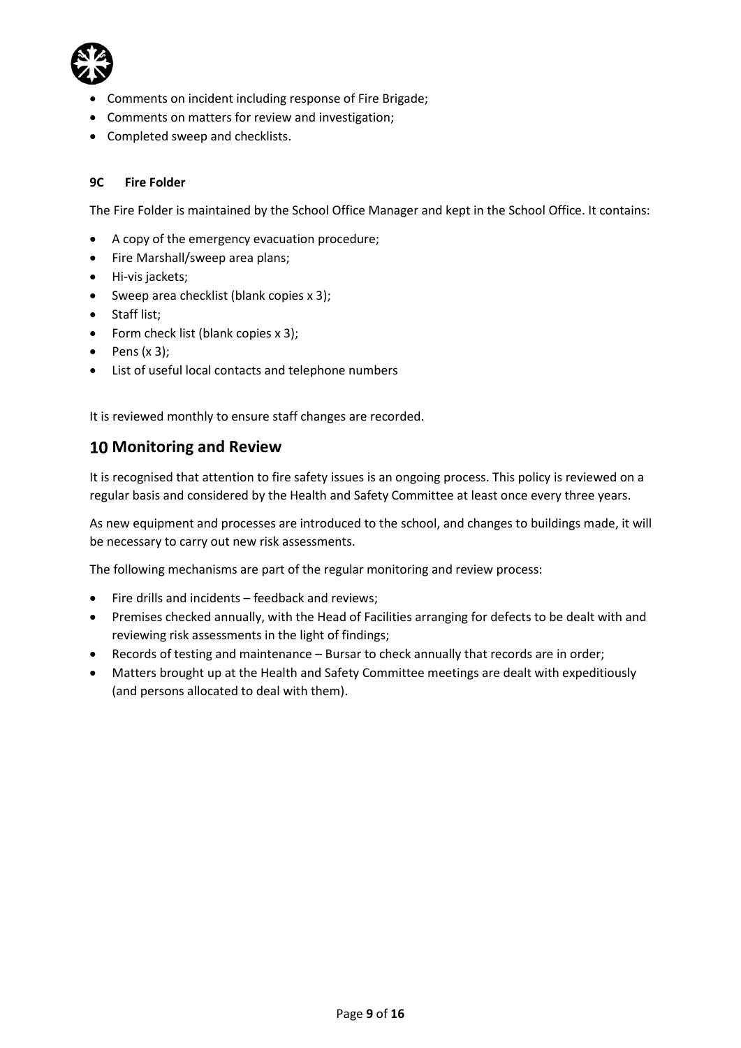- Comments on incident including response of Fire Brigade;
- Comments on matters for review and investigation;
- Completed sweep and checklists.

### 9C Fire Folder

The Fire Folder is maintained by the School Office Manager and kept in the School Office. It contains:

- A copy of the emergency evacuation procedure;
- Fire Marshall/sweep area plans;
- Hi-vis jackets;
- Sweep area checklist (blank copies x 3);
- Staff list;
- Form check list (blank copies x 3);
- Pens (x 3);
- List of useful local contacts and telephone numbers

It is reviewed monthly to ensure staff changes are recorded.

## 10 Monitoring and Review

It is recognised that attention to fire safety issues is an ongoing process. This policy is reviewed on a regular basis and considered by the Health and Safety Committee at least once every three years.

As new equipment and processes are introduced to the school, and changes to buildings made, it will be necessary to carry out new risk assessments.

The following mechanisms are part of the regular monitoring and review process:

- Fire drills and incidents – feedback and reviews;
- Premises checked annually, with the Head of Facilities arranging for defects to be dealt with and reviewing risk assessments in the light of findings;
- Records of testing and maintenance – Bursar to check annually that records are in order;
- Matters brought up at the Health and Safety Committee meetings are dealt with expeditiously (and persons allocated to deal with them).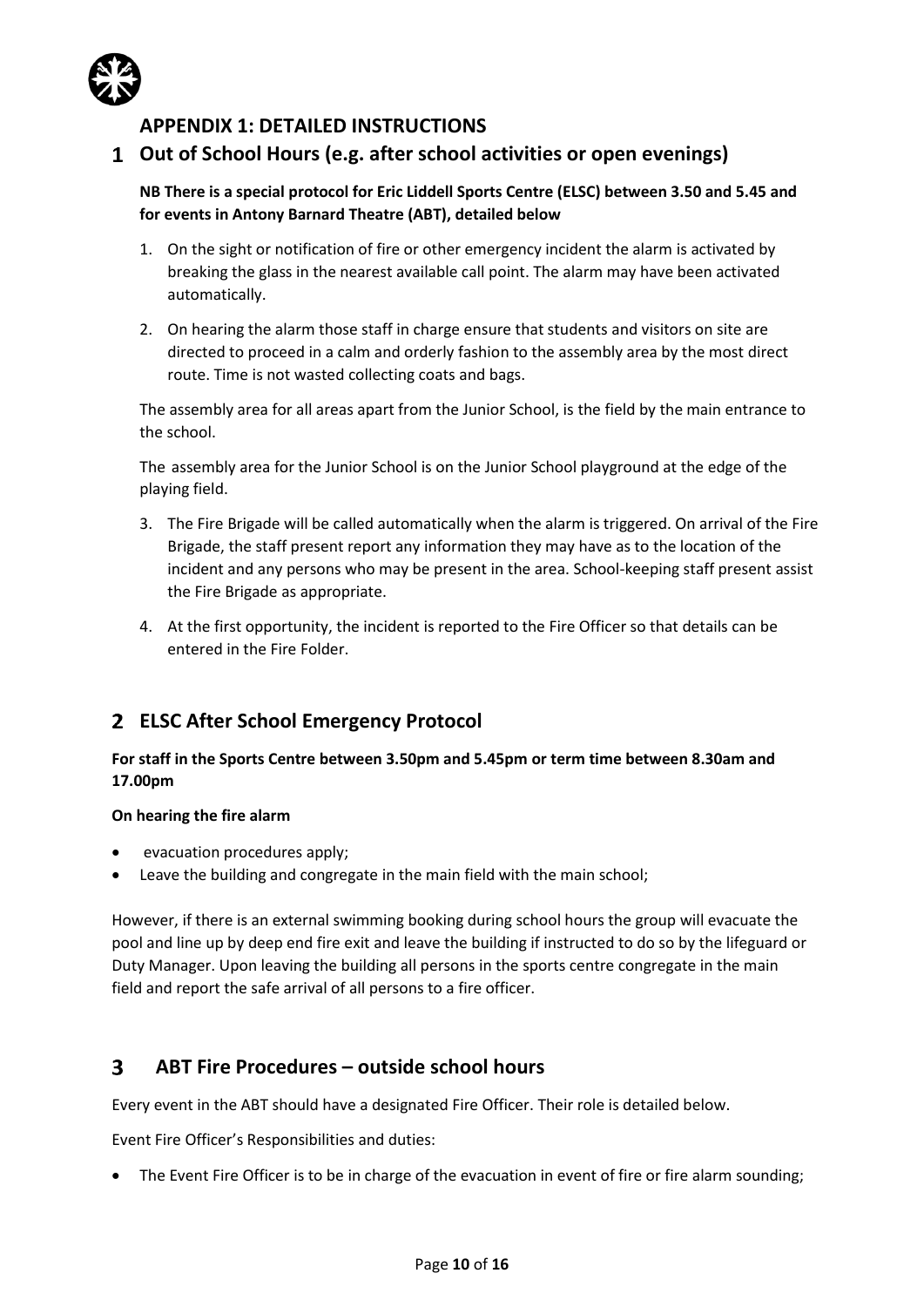## APPENDIX 1: DETAILED INSTRUCTIONS

## 1 Out of School Hours (e.g. after school activities or open evenings)

**NB There is a special protocol for Eric Liddell Sports Centre (ELSC) between 3.50 and 5.45 and for events in Antony Barnard Theatre (ABT), detailed below**

1. On the sight or notification of fire or other emergency incident the alarm is activated by breaking the glass in the nearest available call point. The alarm may have been activated automatically.
2. On hearing the alarm those staff in charge ensure that students and visitors on site are directed to proceed in a calm and orderly fashion to the assembly area by the most direct route. Time is not wasted collecting coats and bags.

   The assembly area for all areas apart from the Junior School, is the field by the main entrance to the school.

   The assembly area for the Junior School is on the Junior School playground at the edge of the playing field.

3. The Fire Brigade will be called automatically when the alarm is triggered. On arrival of the Fire Brigade, the staff present report any information they may have as to the location of the incident and any persons who may be present in the area. School-keeping staff present assist the Fire Brigade as appropriate.
4. At the first opportunity, the incident is reported to the Fire Officer so that details can be entered in the Fire Folder.

## 2 ELSC After School Emergency Protocol

**For staff in the Sports Centre between 3.50pm and 5.45pm or term time between 8.30am and 17.00pm**

**On hearing the fire alarm**

- evacuation procedures apply;
- Leave the building and congregate in the main field with the main school;

However, if there is an external swimming booking during school hours the group will evacuate the pool and line up by deep end fire exit and leave the building if instructed to do so by the lifeguard or Duty Manager. Upon leaving the building all persons in the sports centre congregate in the main field and report the safe arrival of all persons to a fire officer.

## 3 ABT Fire Procedures – outside school hours

Every event in the ABT should have a designated Fire Officer. Their role is detailed below.

Event Fire Officer's Responsibilities and duties:

- The Event Fire Officer is to be in charge of the evacuation in event of fire or fire alarm sounding;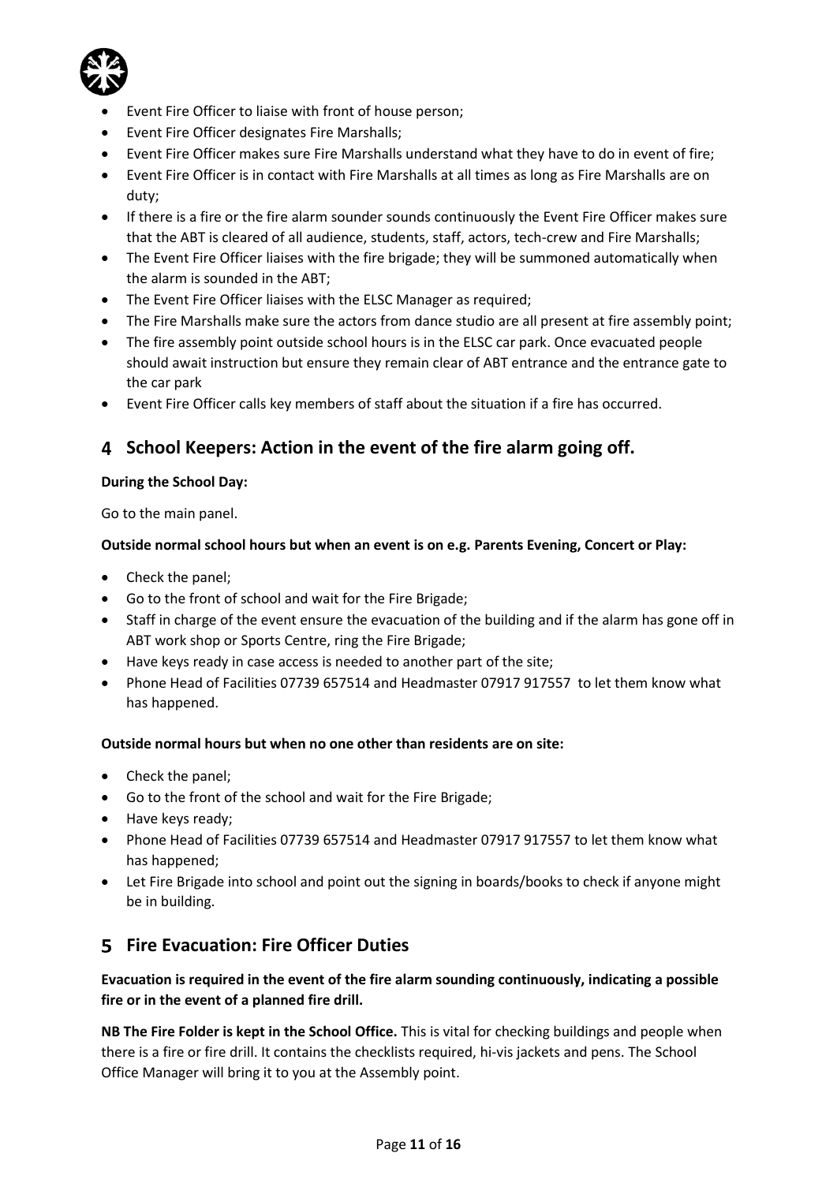- Event Fire Officer to liaise with front of house person;
- Event Fire Officer designates Fire Marshalls;
- Event Fire Officer makes sure Fire Marshalls understand what they have to do in event of fire;
- Event Fire Officer is in contact with Fire Marshalls at all times as long as Fire Marshalls are on duty;
- If there is a fire or the fire alarm sounder sounds continuously the Event Fire Officer makes sure that the ABT is cleared of all audience, students, staff, actors, tech-crew and Fire Marshalls;
- The Event Fire Officer liaises with the fire brigade; they will be summoned automatically when the alarm is sounded in the ABT;
- The Event Fire Officer liaises with the ELSC Manager as required;
- The Fire Marshalls make sure the actors from dance studio are all present at fire assembly point;
- The fire assembly point outside school hours is in the ELSC car park. Once evacuated people should await instruction but ensure they remain clear of ABT entrance and the entrance gate to the car park
- Event Fire Officer calls key members of staff about the situation if a fire has occurred.

## 4 School Keepers: Action in the event of the fire alarm going off.

**During the School Day:**

Go to the main panel.

**Outside normal school hours but when an event is on e.g. Parents Evening, Concert or Play:**

- Check the panel;
- Go to the front of school and wait for the Fire Brigade;
- Staff in charge of the event ensure the evacuation of the building and if the alarm has gone off in ABT work shop or Sports Centre, ring the Fire Brigade;
- Have keys ready in case access is needed to another part of the site;
- Phone Head of Facilities 07739 657514 and Headmaster 07917 917557 to let them know what has happened.

**Outside normal hours but when no one other than residents are on site:**

- Check the panel;
- Go to the front of the school and wait for the Fire Brigade;
- Have keys ready;
- Phone Head of Facilities 07739 657514 and Headmaster 07917 917557 to let them know what has happened;
- Let Fire Brigade into school and point out the signing in boards/books to check if anyone might be in building.

## 5 Fire Evacuation: Fire Officer Duties

**Evacuation is required in the event of the fire alarm sounding continuously, indicating a possible fire or in the event of a planned fire drill.**

**NB The Fire Folder is kept in the School Office.** This is vital for checking buildings and people when there is a fire or fire drill. It contains the checklists required, hi-vis jackets and pens. The School Office Manager will bring it to you at the Assembly point.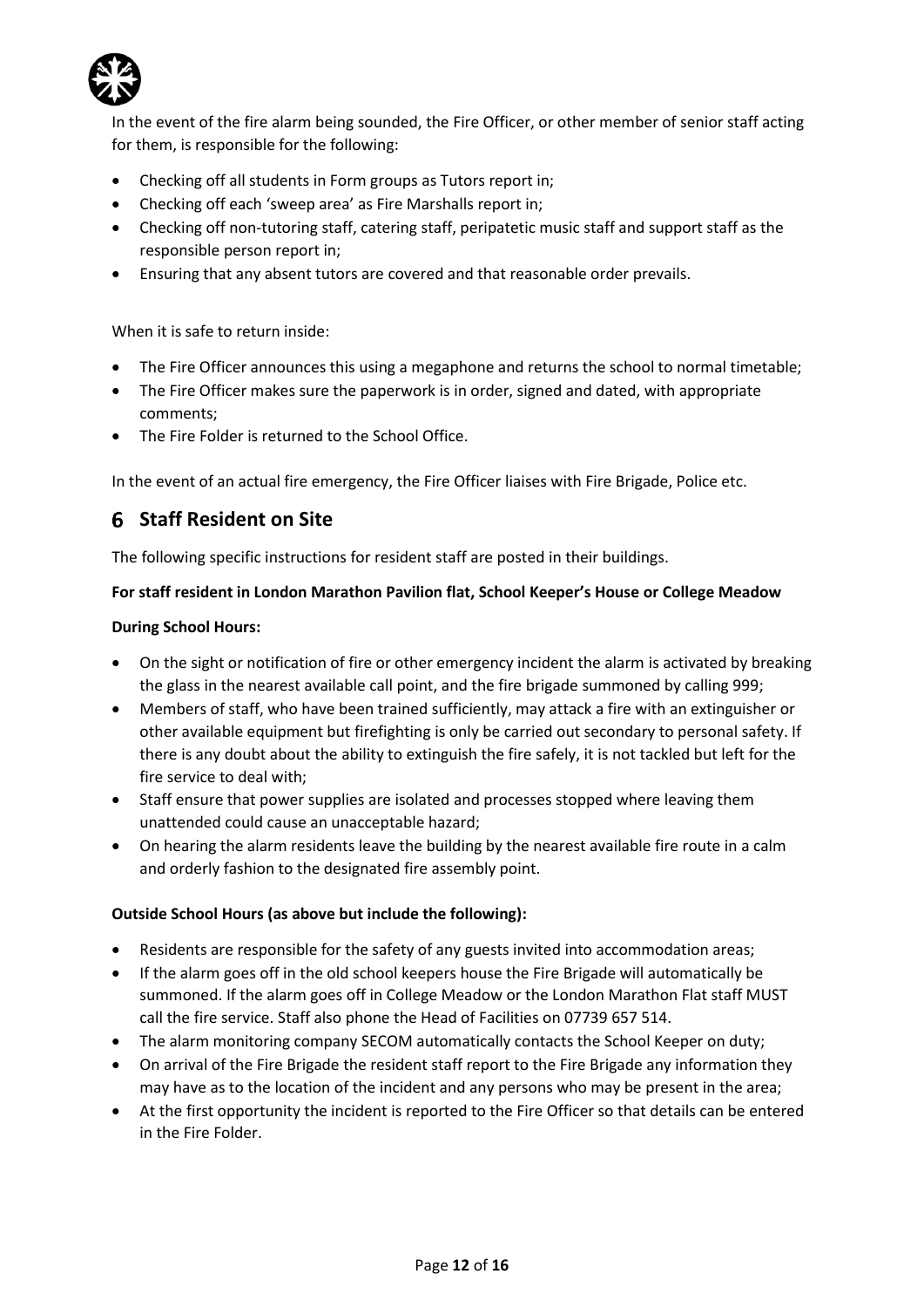In the event of the fire alarm being sounded, the Fire Officer, or other member of senior staff acting for them, is responsible for the following:

- Checking off all students in Form groups as Tutors report in;
- Checking off each 'sweep area' as Fire Marshalls report in;
- Checking off non-tutoring staff, catering staff, peripatetic music staff and support staff as the responsible person report in;
- Ensuring that any absent tutors are covered and that reasonable order prevails.

When it is safe to return inside:

- The Fire Officer announces this using a megaphone and returns the school to normal timetable;
- The Fire Officer makes sure the paperwork is in order, signed and dated, with appropriate comments;
- The Fire Folder is returned to the School Office.

In the event of an actual fire emergency, the Fire Officer liaises with Fire Brigade, Police etc.

## 6 Staff Resident on Site

The following specific instructions for resident staff are posted in their buildings.

**For staff resident in London Marathon Pavilion flat, School Keeper's House or College Meadow**

**During School Hours:**

- On the sight or notification of fire or other emergency incident the alarm is activated by breaking the glass in the nearest available call point, and the fire brigade summoned by calling 999;
- Members of staff, who have been trained sufficiently, may attack a fire with an extinguisher or other available equipment but firefighting is only be carried out secondary to personal safety. If there is any doubt about the ability to extinguish the fire safely, it is not tackled but left for the fire service to deal with;
- Staff ensure that power supplies are isolated and processes stopped where leaving them unattended could cause an unacceptable hazard;
- On hearing the alarm residents leave the building by the nearest available fire route in a calm and orderly fashion to the designated fire assembly point.

**Outside School Hours (as above but include the following):**

- Residents are responsible for the safety of any guests invited into accommodation areas;
- If the alarm goes off in the old school keepers house the Fire Brigade will automatically be summoned. If the alarm goes off in College Meadow or the London Marathon Flat staff MUST call the fire service. Staff also phone the Head of Facilities on 07739 657 514.
- The alarm monitoring company SECOM automatically contacts the School Keeper on duty;
- On arrival of the Fire Brigade the resident staff report to the Fire Brigade any information they may have as to the location of the incident and any persons who may be present in the area;
- At the first opportunity the incident is reported to the Fire Officer so that details can be entered in the Fire Folder.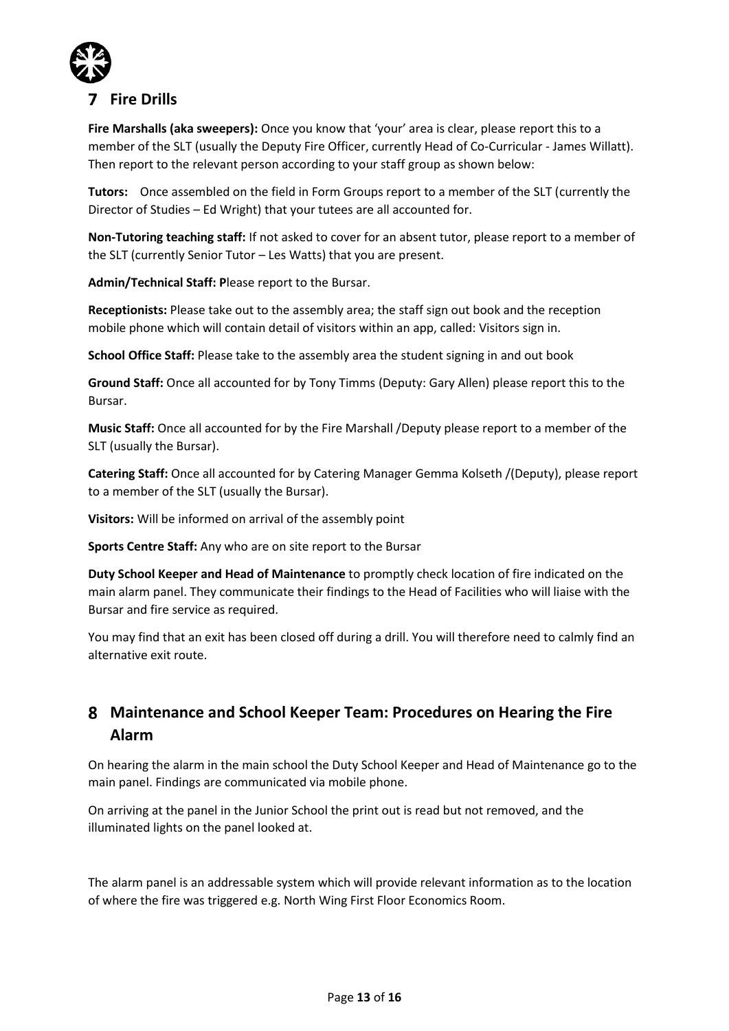## 7 Fire Drills

**Fire Marshalls (aka sweepers):** Once you know that 'your' area is clear, please report this to a member of the SLT (usually the Deputy Fire Officer, currently Head of Co-Curricular - James Willatt). Then report to the relevant person according to your staff group as shown below:

**Tutors:** Once assembled on the field in Form Groups report to a member of the SLT (currently the Director of Studies – Ed Wright) that your tutees are all accounted for.

**Non-Tutoring teaching staff:** If not asked to cover for an absent tutor, please report to a member of the SLT (currently Senior Tutor – Les Watts) that you are present.

**Admin/Technical Staff: P**lease report to the Bursar.

**Receptionists:** Please take out to the assembly area; the staff sign out book and the reception mobile phone which will contain detail of visitors within an app, called: Visitors sign in.

**School Office Staff:** Please take to the assembly area the student signing in and out book

**Ground Staff:** Once all accounted for by Tony Timms (Deputy: Gary Allen) please report this to the Bursar.

**Music Staff:** Once all accounted for by the Fire Marshall /Deputy please report to a member of the SLT (usually the Bursar).

**Catering Staff:** Once all accounted for by Catering Manager Gemma Kolseth /(Deputy), please report to a member of the SLT (usually the Bursar).

**Visitors:** Will be informed on arrival of the assembly point

**Sports Centre Staff:** Any who are on site report to the Bursar

**Duty School Keeper and Head of Maintenance** to promptly check location of fire indicated on the main alarm panel. They communicate their findings to the Head of Facilities who will liaise with the Bursar and fire service as required.

You may find that an exit has been closed off during a drill. You will therefore need to calmly find an alternative exit route.

## 8 Maintenance and School Keeper Team: Procedures on Hearing the Fire Alarm

On hearing the alarm in the main school the Duty School Keeper and Head of Maintenance go to the main panel. Findings are communicated via mobile phone.

On arriving at the panel in the Junior School the print out is read but not removed, and the illuminated lights on the panel looked at.

The alarm panel is an addressable system which will provide relevant information as to the location of where the fire was triggered e.g. North Wing First Floor Economics Room.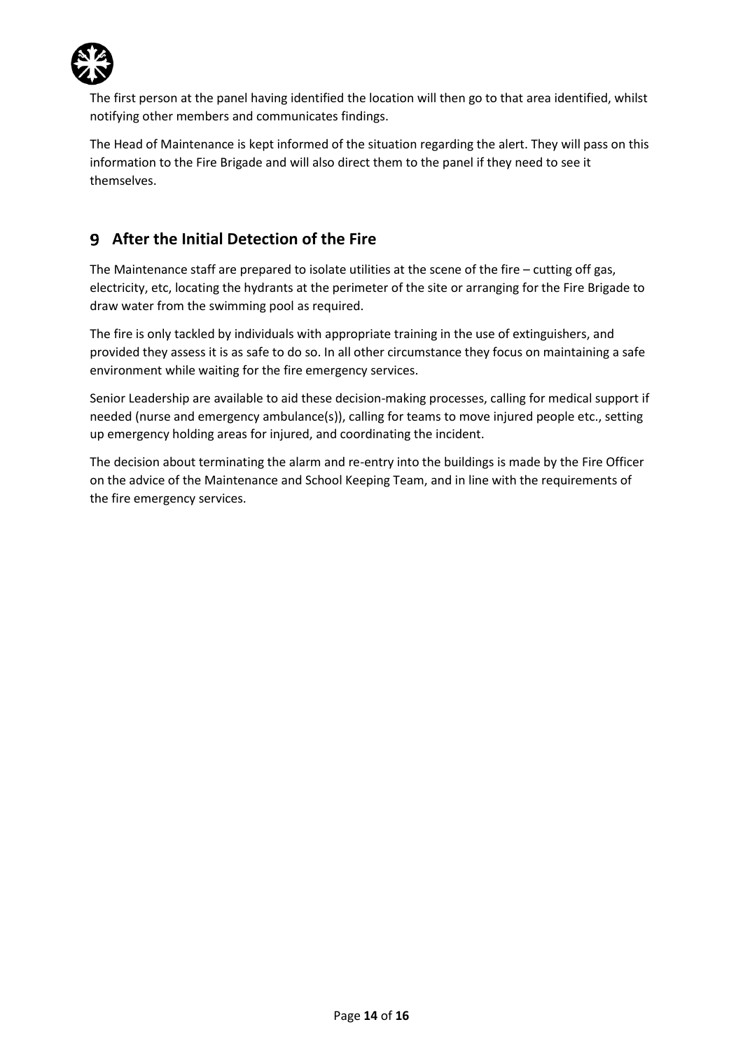The first person at the panel having identified the location will then go to that area identified, whilst notifying other members and communicates findings.

The Head of Maintenance is kept informed of the situation regarding the alert. They will pass on this information to the Fire Brigade and will also direct them to the panel if they need to see it themselves.

## 9 After the Initial Detection of the Fire

The Maintenance staff are prepared to isolate utilities at the scene of the fire – cutting off gas, electricity, etc, locating the hydrants at the perimeter of the site or arranging for the Fire Brigade to draw water from the swimming pool as required.

The fire is only tackled by individuals with appropriate training in the use of extinguishers, and provided they assess it is as safe to do so. In all other circumstance they focus on maintaining a safe environment while waiting for the fire emergency services.

Senior Leadership are available to aid these decision-making processes, calling for medical support if needed (nurse and emergency ambulance(s)), calling for teams to move injured people etc., setting up emergency holding areas for injured, and coordinating the incident.

The decision about terminating the alarm and re-entry into the buildings is made by the Fire Officer on the advice of the Maintenance and School Keeping Team, and in line with the requirements of the fire emergency services.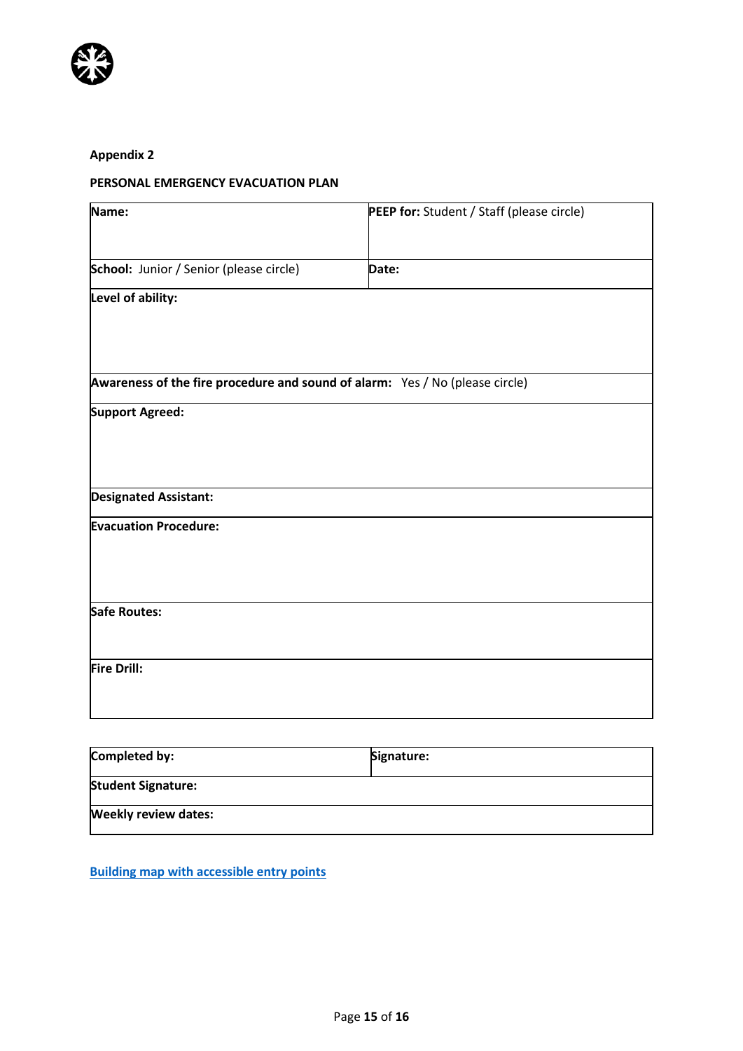**Appendix 2**

**PERSONAL EMERGENCY EVACUATION PLAN**

| **Name:** | **PEEP for:** Student / Staff (please circle) |
|---|---|
| **School:** Junior / Senior (please circle) | **Date:** |
| **Level of ability:** | |
| **Awareness of the fire procedure and sound of alarm:** Yes / No (please circle) | |
| **Support Agreed:** | |
| **Designated Assistant:** | |
| **Evacuation Procedure:** | |
| **Safe Routes:** | |
| **Fire Drill:** | |

| **Completed by:** | **Signature:** |
|---|---|
| **Student Signature:** | |
| **Weekly review dates:** | |

**Building map with accessible entry points**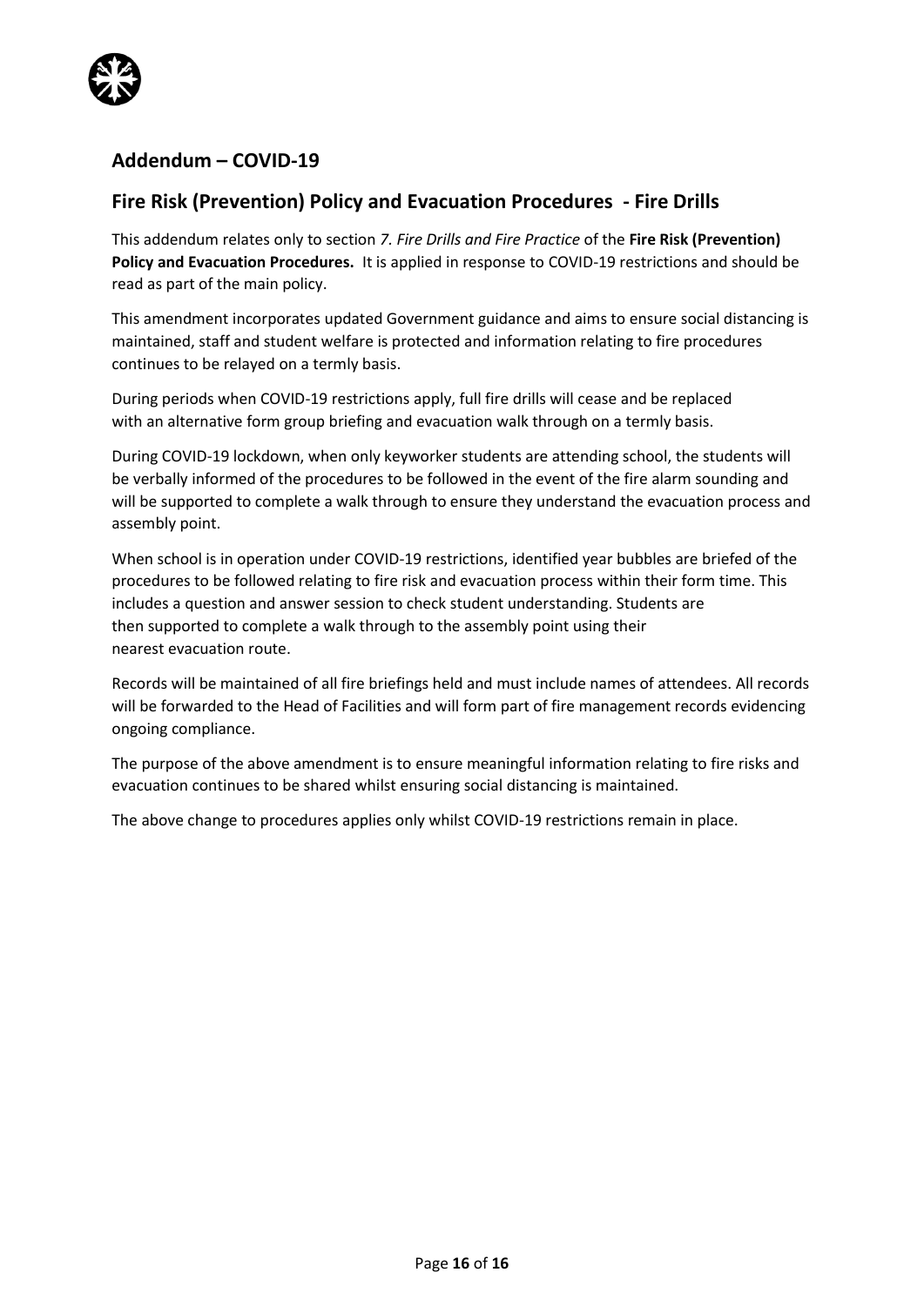## Addendum – COVID-19

## Fire Risk (Prevention) Policy and Evacuation Procedures - Fire Drills

This addendum relates only to section *7. Fire Drills and Fire Practice* of the **Fire Risk (Prevention) Policy and Evacuation Procedures.** It is applied in response to COVID-19 restrictions and should be read as part of the main policy.

This amendment incorporates updated Government guidance and aims to ensure social distancing is maintained, staff and student welfare is protected and information relating to fire procedures continues to be relayed on a termly basis.

During periods when COVID-19 restrictions apply, full fire drills will cease and be replaced with an alternative form group briefing and evacuation walk through on a termly basis.

During COVID-19 lockdown, when only keyworker students are attending school, the students will be verbally informed of the procedures to be followed in the event of the fire alarm sounding and will be supported to complete a walk through to ensure they understand the evacuation process and assembly point.

When school is in operation under COVID-19 restrictions, identified year bubbles are briefed of the procedures to be followed relating to fire risk and evacuation process within their form time. This includes a question and answer session to check student understanding. Students are then supported to complete a walk through to the assembly point using their nearest evacuation route.

Records will be maintained of all fire briefings held and must include names of attendees. All records will be forwarded to the Head of Facilities and will form part of fire management records evidencing ongoing compliance.

The purpose of the above amendment is to ensure meaningful information relating to fire risks and evacuation continues to be shared whilst ensuring social distancing is maintained.

The above change to procedures applies only whilst COVID-19 restrictions remain in place.